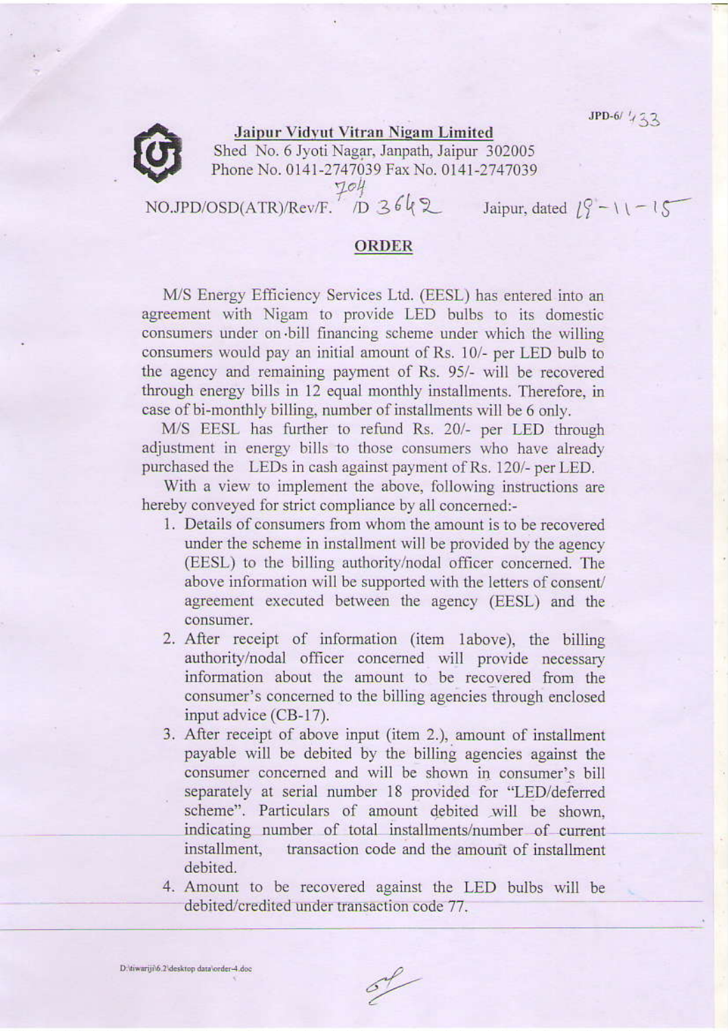JPD-6/ 1/33

**Jaipur Vidyut Vitran Nigam Limited**

Shed No. 6 Jyoti Nagar, Janpath, Jaipur 302005
Phone No. 0141-2747039 Fax No. 0141-2747039

NO.JPD/OSD(ATR)/Rev/F. 704 /D 3642 Jaipur, dated 19-11-15

## ORDER

M/S Energy Efficiency Services Ltd. (EESL) has entered into an agreement with Nigam to provide LED bulbs to its domestic consumers under on-bill financing scheme under which the willing consumers would pay an initial amount of Rs. 10/- per LED bulb to the agency and remaining payment of Rs. 95/- will be recovered through energy bills in 12 equal monthly installments. Therefore, in case of bi-monthly billing, number of installments will be 6 only.

M/S EESL has further to refund Rs. 20/- per LED through adjustment in energy bills to those consumers who have already purchased the LEDs in cash against payment of Rs. 120/- per LED.

With a view to implement the above, following instructions are hereby conveyed for strict compliance by all concerned:-

1. Details of consumers from whom the amount is to be recovered under the scheme in installment will be provided by the agency (EESL) to the billing authority/nodal officer concerned. The above information will be supported with the letters of consent/ agreement executed between the agency (EESL) and the consumer.
2. After receipt of information (item 1above), the billing authority/nodal officer concerned will provide necessary information about the amount to be recovered from the consumer's concerned to the billing agencies through enclosed input advice (CB-17).
3. After receipt of above input (item 2.), amount of installment payable will be debited by the billing agencies against the consumer concerned and will be shown in consumer's bill separately at serial number 18 provided for "LED/deferred scheme". Particulars of amount debited will be shown, indicating number of total installments/number of current installment, transaction code and the amount of installment debited.
4. Amount to be recovered against the LED bulbs will be debited/credited under transaction code 77.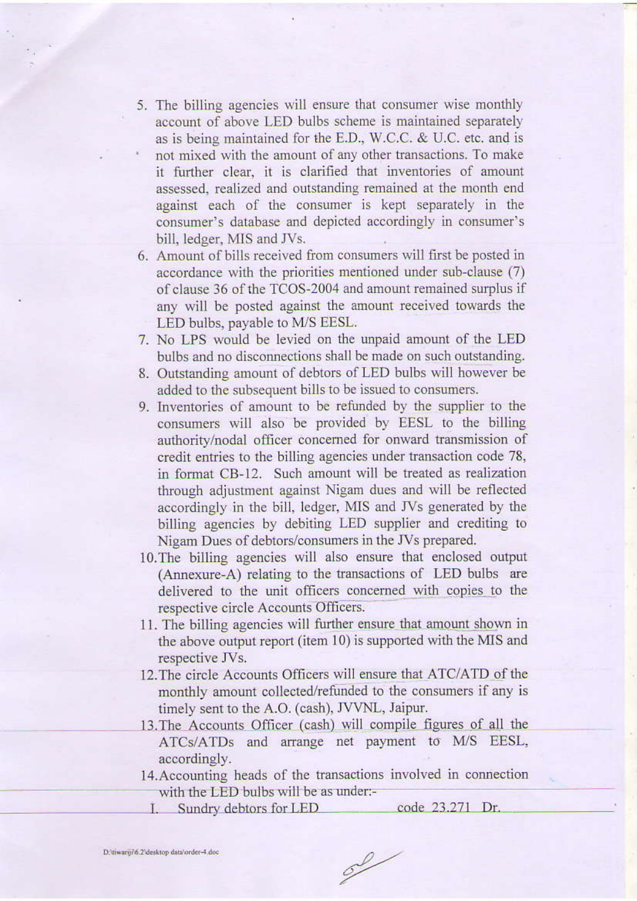5. The billing agencies will ensure that consumer wise monthly account of above LED bulbs scheme is maintained separately as is being maintained for the E.D., W.C.C. & U.C. etc. and is not mixed with the amount of any other transactions. To make it further clear, it is clarified that inventories of amount assessed, realized and outstanding remained at the month end against each of the consumer is kept separately in the consumer's database and depicted accordingly in consumer's bill, ledger, MIS and JVs.
6. Amount of bills received from consumers will first be posted in accordance with the priorities mentioned under sub-clause (7) of clause 36 of the TCOS-2004 and amount remained surplus if any will be posted against the amount received towards the LED bulbs, payable to M/S EESL.
7. No LPS would be levied on the unpaid amount of the LED bulbs and no disconnections shall be made on such outstanding.
8. Outstanding amount of debtors of LED bulbs will however be added to the subsequent bills to be issued to consumers.
9. Inventories of amount to be refunded by the supplier to the consumers will also be provided by EESL to the billing authority/nodal officer concerned for onward transmission of credit entries to the billing agencies under transaction code 78, in format CB-12. Such amount will be treated as realization through adjustment against Nigam dues and will be reflected accordingly in the bill, ledger, MIS and JVs generated by the billing agencies by debiting LED supplier and crediting to Nigam Dues of debtors/consumers in the JVs prepared.
10. The billing agencies will also ensure that enclosed output (Annexure-A) relating to the transactions of LED bulbs are delivered to the unit officers concerned with copies to the respective circle Accounts Officers.
11. The billing agencies will further ensure that amount shown in the above output report (item 10) is supported with the MIS and respective JVs.
12. The circle Accounts Officers will ensure that ATC/ATD of the monthly amount collected/refunded to the consumers if any is timely sent to the A.O. (cash), JVVNL, Jaipur.
13. The Accounts Officer (cash) will compile figures of all the ATCs/ATDs and arrange net payment to M/S EESL, accordingly.
14. Accounting heads of the transactions involved in connection with the LED bulbs will be as under:-
    I. Sundry debtors for LED code 23.271 Dr.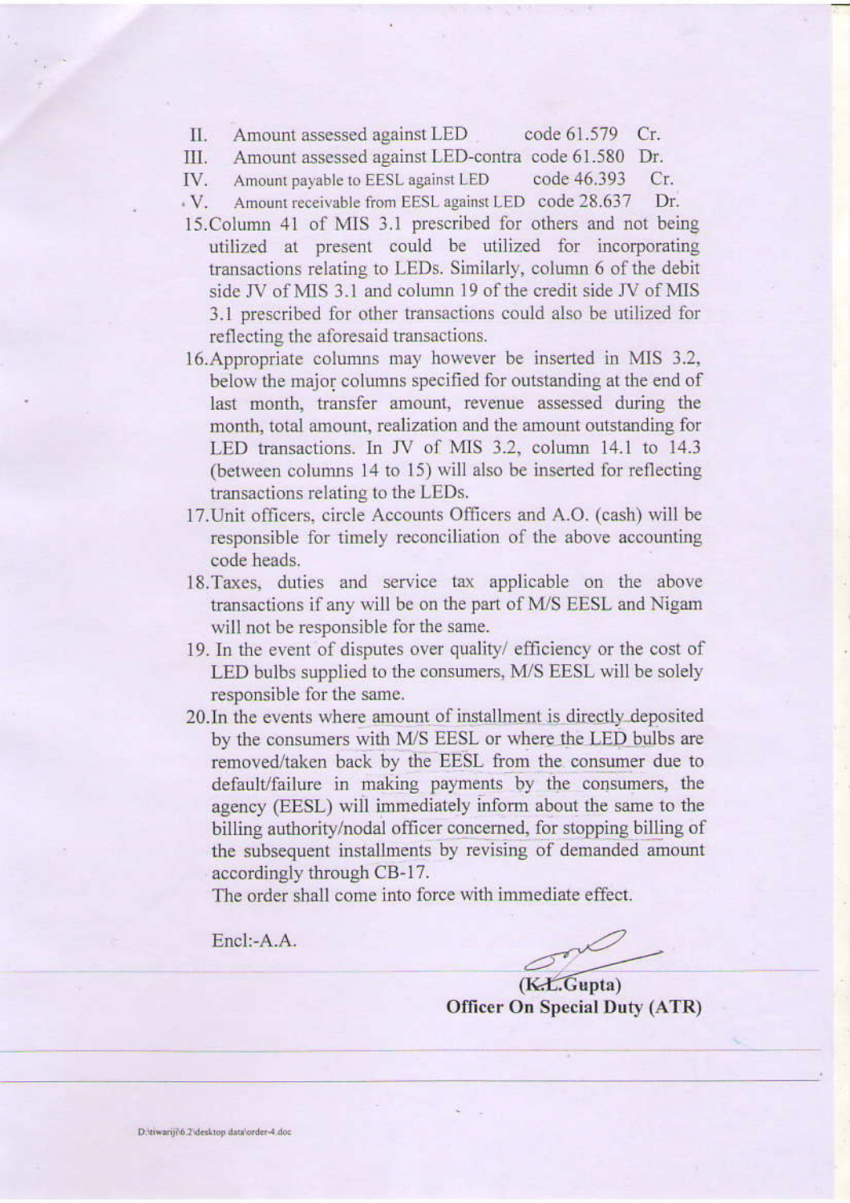II. Amount assessed against LED code 61.579 Cr.
III. Amount assessed against LED-contra code 61.580 Dr.
IV. Amount payable to EESL against LED code 46.393 Cr.
V. Amount receivable from EESL against LED code 28.637 Dr.

15. Column 41 of MIS 3.1 prescribed for others and not being utilized at present could be utilized for incorporating transactions relating to LEDs. Similarly, column 6 of the debit side JV of MIS 3.1 and column 19 of the credit side JV of MIS 3.1 prescribed for other transactions could also be utilized for reflecting the aforesaid transactions.
16. Appropriate columns may however be inserted in MIS 3.2, below the major columns specified for outstanding at the end of last month, transfer amount, revenue assessed during the month, total amount, realization and the amount outstanding for LED transactions. In JV of MIS 3.2, column 14.1 to 14.3 (between columns 14 to 15) will also be inserted for reflecting transactions relating to the LEDs.
17. Unit officers, circle Accounts Officers and A.O. (cash) will be responsible for timely reconciliation of the above accounting code heads.
18. Taxes, duties and service tax applicable on the above transactions if any will be on the part of M/S EESL and Nigam will not be responsible for the same.
19. In the event of disputes over quality/ efficiency or the cost of LED bulbs supplied to the consumers, M/S EESL will be solely responsible for the same.
20. In the events where amount of installment is directly deposited by the consumers with M/S EESL or where the LED bulbs are removed/taken back by the EESL from the consumer due to default/failure in making payments by the consumers, the agency (EESL) will immediately inform about the same to the billing authority/nodal officer concerned, for stopping billing of the subsequent installments by revising of demanded amount accordingly through CB-17.

The order shall come into force with immediate effect.

Encl:-A.A.

**(K.L.Gupta)**
**Officer On Special Duty (ATR)**

D:\tiwariji\6.2\desktop data\order-4.doc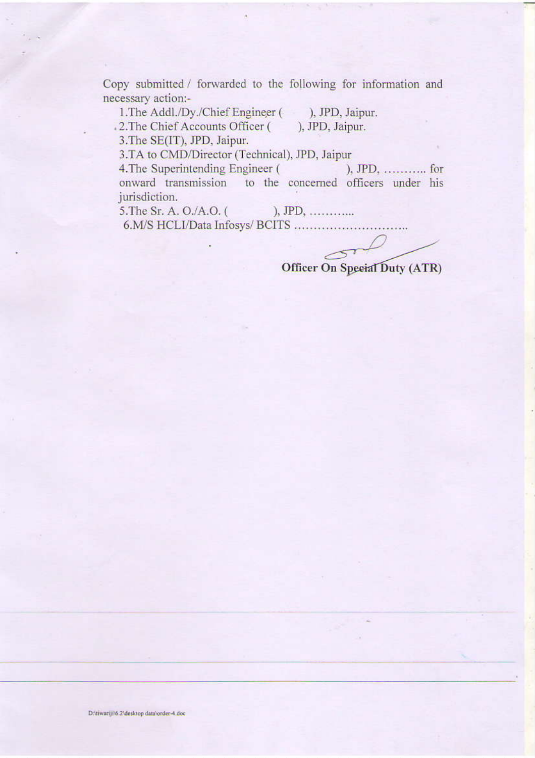Copy submitted / forwarded to the following for information and necessary action:-

1.The Addl./Dy./Chief Engineer (        ), JPD, Jaipur.

2.The Chief Accounts Officer (        ), JPD, Jaipur.

3.The SE(IT), JPD, Jaipur.

3.TA to CMD/Director (Technical), JPD, Jaipur

4.The Superintending Engineer (                ), JPD, ……….. for onward transmission to the concerned officers under his jurisdiction.

5.The Sr. A. O./A.O. (            ), JPD, ………...

6.M/S HCLI/Data Infosys/ BCITS ………………………..

**Officer On Special Duty (ATR)**

D:\tiwariji\6.2\desktop data\order-4.doc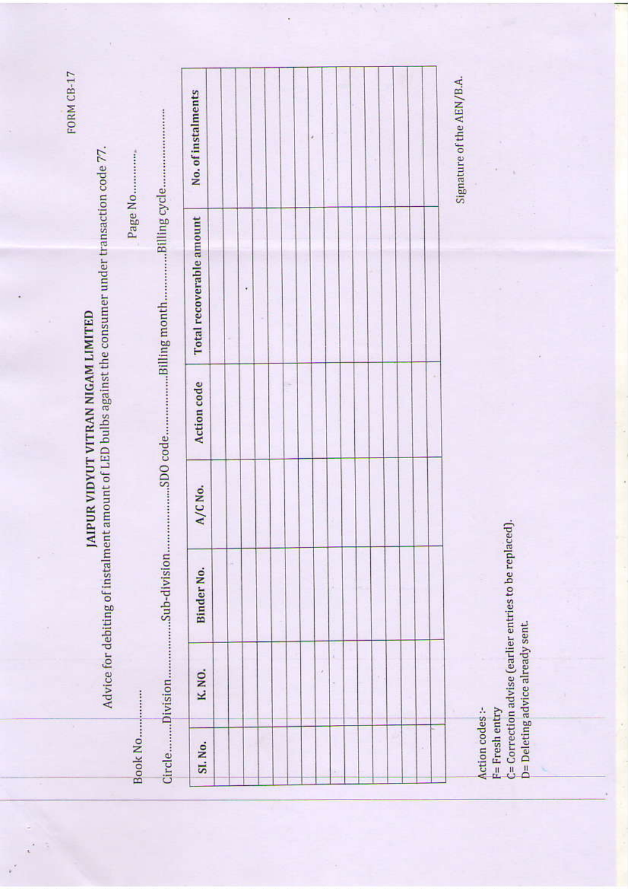FORM CB-17

# JAIPUR VIDYUT VITRAN NIGAM LIMITED

Advice for debiting of instalment amount of LED bulbs against the consumer under transaction code 77.

Book No.............                                        Page No..............

Circle.........Division.....................Sub-division......................SDO code...................Billing month..................Billing cycle..........................

| Sl. No. | K. NO. | Binder No. | A/C No. | Action code | Total recoverable amount | No. of instalments |
|---|---|---|---|---|---|---|
| | | | | | | |
| | | | | | | |
| | | | | | | |
| | | | | | | |
| | | | | | | |
| | | | | | | |
| | | | | | | |
| | | | | | | |
| | | | | | | |
| | | | | | | |
| | | | | | | |
| | | | | | | |
| | | | | | | |
| | | | | | | |
| | | | | | | |
| | | | | | | |

Signature of the AEN/B.A.

Action codes :-
F= Fresh entry
C= Correction advise (earlier entries to be replaced).
D= Deleting advice already sent.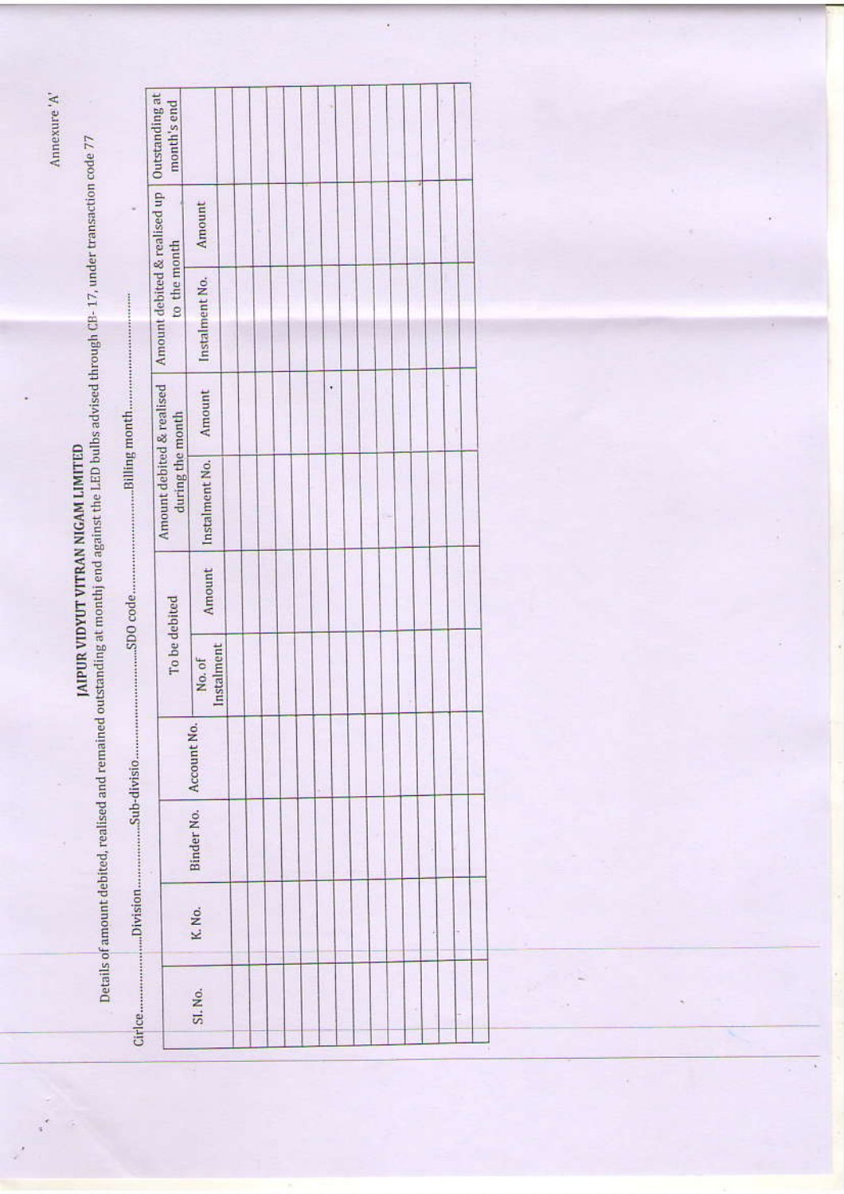Annexure 'A'

# JAIPUR VIDYUT VITRAN NIGAM LIMITED

Details of amount debited, realised and remained outstanding at monthj end against the LED bulbs advised through CB- 17, under transaction code 77

Cirlce.................Division.................Sub-divisio.................SDO code.................Billing month.................

| Sl. No. | K. No. | Binder No. | Account No. | To be debited | | Amount debited & realised during the month | | Amount debited & realised up to the month | | Outstanding at month's end |
|---|---|---|---|---|---|---|---|---|---|---|
| | | | | No. of Instalment | Amount | Instalment No. | Amount | Instalment No. | Amount | |
| | | | | | | | | | | |
| | | | | | | | | | | |
| | | | | | | | | | | |
| | | | | | | | | | | |
| | | | | | | | | | | |
| | | | | | | | | | | |
| | | | | | | | | | | |
| | | | | | | | | | | |
| | | | | | | | | | | |
| | | | | | | | | | | |
| | | | | | | | | | | |
| | | | | | | | | | | |
| | | | | | | | | | | |
| | | | | | | | | | | |